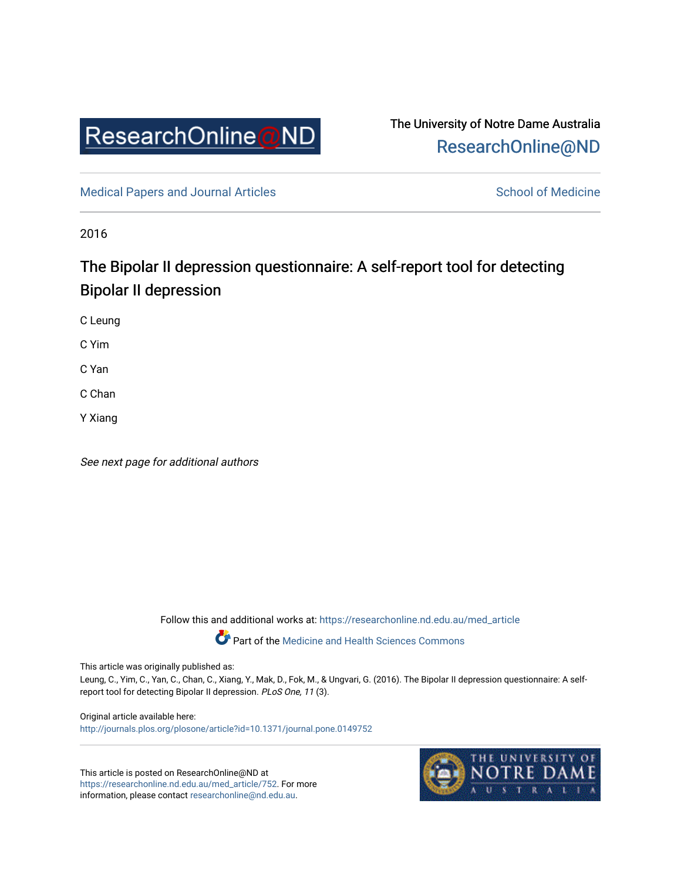ResearchOnline@ND

The University of Notre Dame Australia
ResearchOnline@ND

Medical Papers and Journal Articles

School of Medicine

2016

# The Bipolar II depression questionnaire: A self-report tool for detecting Bipolar II depression

C Leung

C Yim

C Yan

C Chan

Y Xiang

*See next page for additional authors*

Follow this and additional works at: https://researchonline.nd.edu.au/med_article

Part of the Medicine and Health Sciences Commons

This article was originally published as:
Leung, C., Yim, C., Yan, C., Chan, C., Xiang, Y., Mak, D., Fok, M., & Ungvari, G. (2016). The Bipolar II depression questionnaire: A self-report tool for detecting Bipolar II depression. *PLoS One, 11* (3).

Original article available here:
http://journals.plos.org/plosone/article?id=10.1371/journal.pone.0149752

This article is posted on ResearchOnline@ND at https://researchonline.nd.edu.au/med_article/752. For more information, please contact researchonline@nd.edu.au.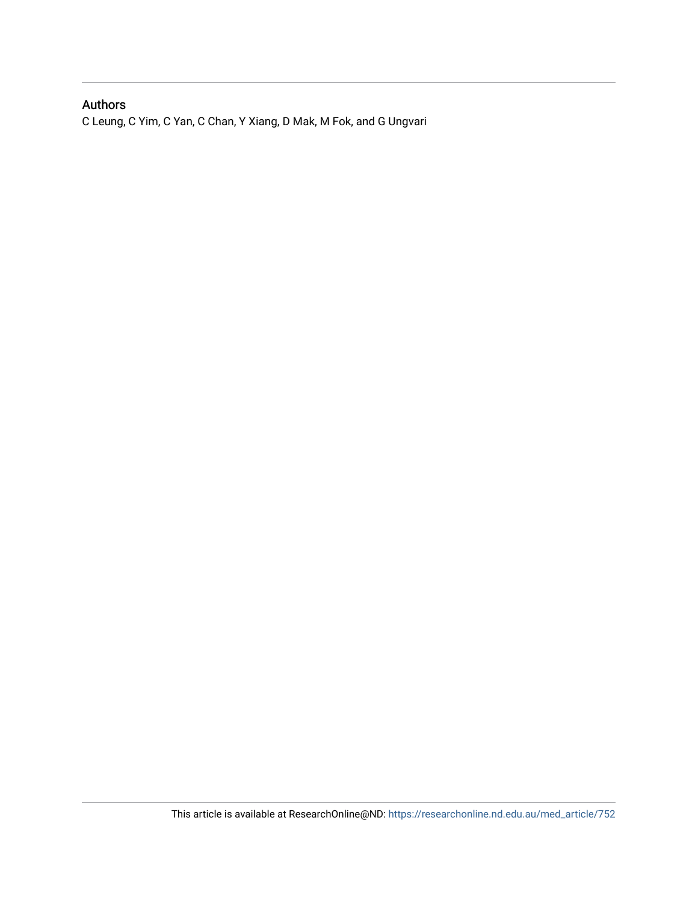## Authors

C Leung, C Yim, C Yan, C Chan, Y Xiang, D Mak, M Fok, and G Ungvari

This article is available at ResearchOnline@ND: https://researchonline.nd.edu.au/med_article/752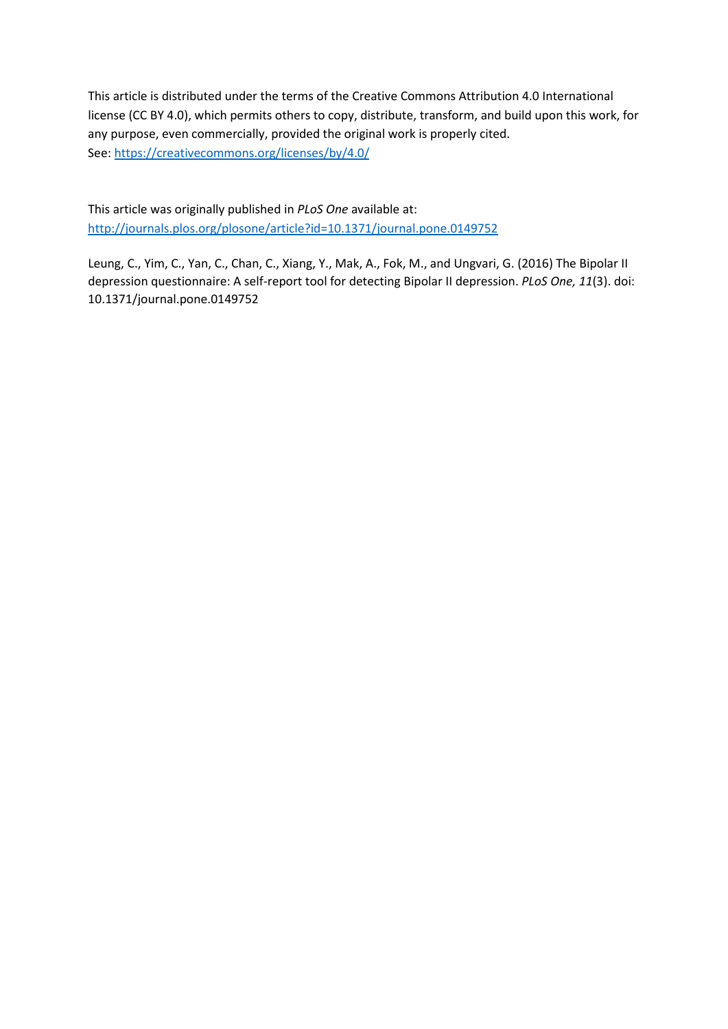This article is distributed under the terms of the Creative Commons Attribution 4.0 International license (CC BY 4.0), which permits others to copy, distribute, transform, and build upon this work, for any purpose, even commercially, provided the original work is properly cited.
See: https://creativecommons.org/licenses/by/4.0/

This article was originally published in *PLoS One* available at:
http://journals.plos.org/plosone/article?id=10.1371/journal.pone.0149752

Leung, C., Yim, C., Yan, C., Chan, C., Xiang, Y., Mak, A., Fok, M., and Ungvari, G. (2016) The Bipolar II depression questionnaire: A self-report tool for detecting Bipolar II depression. *PLoS One, 11*(3). doi: 10.1371/journal.pone.0149752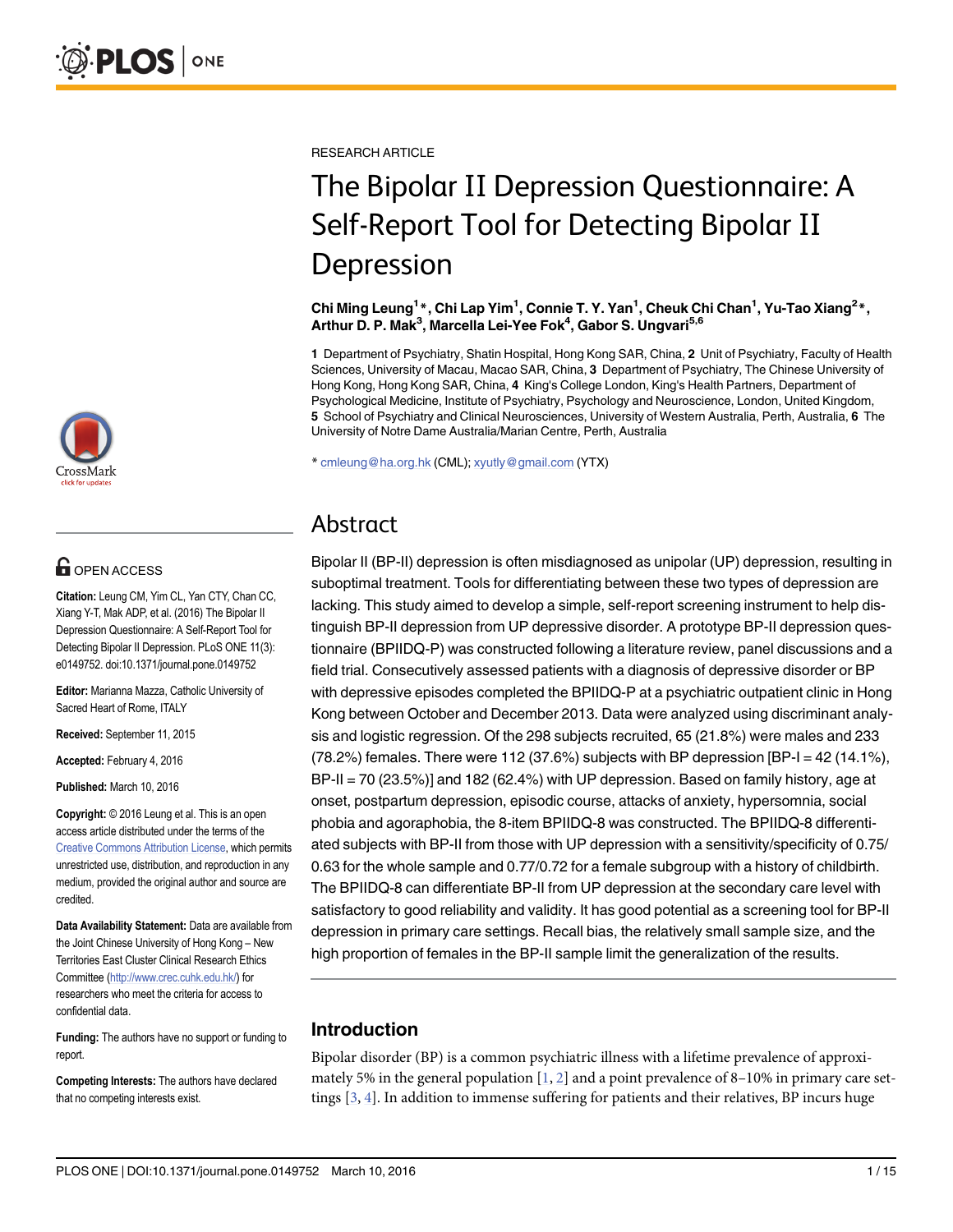RESEARCH ARTICLE

# The Bipolar II Depression Questionnaire: A Self-Report Tool for Detecting Bipolar II Depression

**Chi Ming Leung[1]*, Chi Lap Yim[1], Connie T. Y. Yan[1], Cheuk Chi Chan[1], Yu-Tao Xiang[2]*, Arthur D. P. Mak[3], Marcella Lei-Yee Fok[4], Gabor S. Ungvari[5,6]**

**1** Department of Psychiatry, Shatin Hospital, Hong Kong SAR, China, **2** Unit of Psychiatry, Faculty of Health Sciences, University of Macau, Macao SAR, China, **3** Department of Psychiatry, The Chinese University of Hong Kong, Hong Kong SAR, China, **4** King's College London, King's Health Partners, Department of Psychological Medicine, Institute of Psychiatry, Psychology and Neuroscience, London, United Kingdom, **5** School of Psychiatry and Clinical Neurosciences, University of Western Australia, Perth, Australia, **6** The University of Notre Dame Australia/Marian Centre, Perth, Australia

* cmleung@ha.org.hk (CML); xyutly@gmail.com (YTX)

OPEN ACCESS

**Citation:** Leung CM, Yim CL, Yan CTY, Chan CC, Xiang Y-T, Mak ADP, et al. (2016) The Bipolar II Depression Questionnaire: A Self-Report Tool for Detecting Bipolar II Depression. PLoS ONE 11(3): e0149752. doi:10.1371/journal.pone.0149752

**Editor:** Marianna Mazza, Catholic University of Sacred Heart of Rome, ITALY

**Received:** September 11, 2015

**Accepted:** February 4, 2016

**Published:** March 10, 2016

**Copyright:** © 2016 Leung et al. This is an open access article distributed under the terms of the Creative Commons Attribution License, which permits unrestricted use, distribution, and reproduction in any medium, provided the original author and source are credited.

**Data Availability Statement:** Data are available from the Joint Chinese University of Hong Kong – New Territories East Cluster Clinical Research Ethics Committee (http://www.crec.cuhk.edu.hk/) for researchers who meet the criteria for access to confidential data.

**Funding:** The authors have no support or funding to report.

**Competing Interests:** The authors have declared that no competing interests exist.

## Abstract

Bipolar II (BP-II) depression is often misdiagnosed as unipolar (UP) depression, resulting in suboptimal treatment. Tools for differentiating between these two types of depression are lacking. This study aimed to develop a simple, self-report screening instrument to help distinguish BP-II depression from UP depressive disorder. A prototype BP-II depression questionnaire (BPIIDQ-P) was constructed following a literature review, panel discussions and a field trial. Consecutively assessed patients with a diagnosis of depressive disorder or BP with depressive episodes completed the BPIIDQ-P at a psychiatric outpatient clinic in Hong Kong between October and December 2013. Data were analyzed using discriminant analysis and logistic regression. Of the 298 subjects recruited, 65 (21.8%) were males and 233 (78.2%) females. There were 112 (37.6%) subjects with BP depression [BP-I = 42 (14.1%), BP-II = 70 (23.5%)] and 182 (62.4%) with UP depression. Based on family history, age at onset, postpartum depression, episodic course, attacks of anxiety, hypersomnia, social phobia and agoraphobia, the 8-item BPIIDQ-8 was constructed. The BPIIDQ-8 differentiated subjects with BP-II from those with UP depression with a sensitivity/specificity of 0.75/0.63 for the whole sample and 0.77/0.72 for a female subgroup with a history of childbirth. The BPIIDQ-8 can differentiate BP-II from UP depression at the secondary care level with satisfactory to good reliability and validity. It has good potential as a screening tool for BP-II depression in primary care settings. Recall bias, the relatively small sample size, and the high proportion of females in the BP-II sample limit the generalization of the results.

## Introduction

Bipolar disorder (BP) is a common psychiatric illness with a lifetime prevalence of approximately 5% in the general population [1, 2] and a point prevalence of 8–10% in primary care settings [3, 4]. In addition to immense suffering for patients and their relatives, BP incurs huge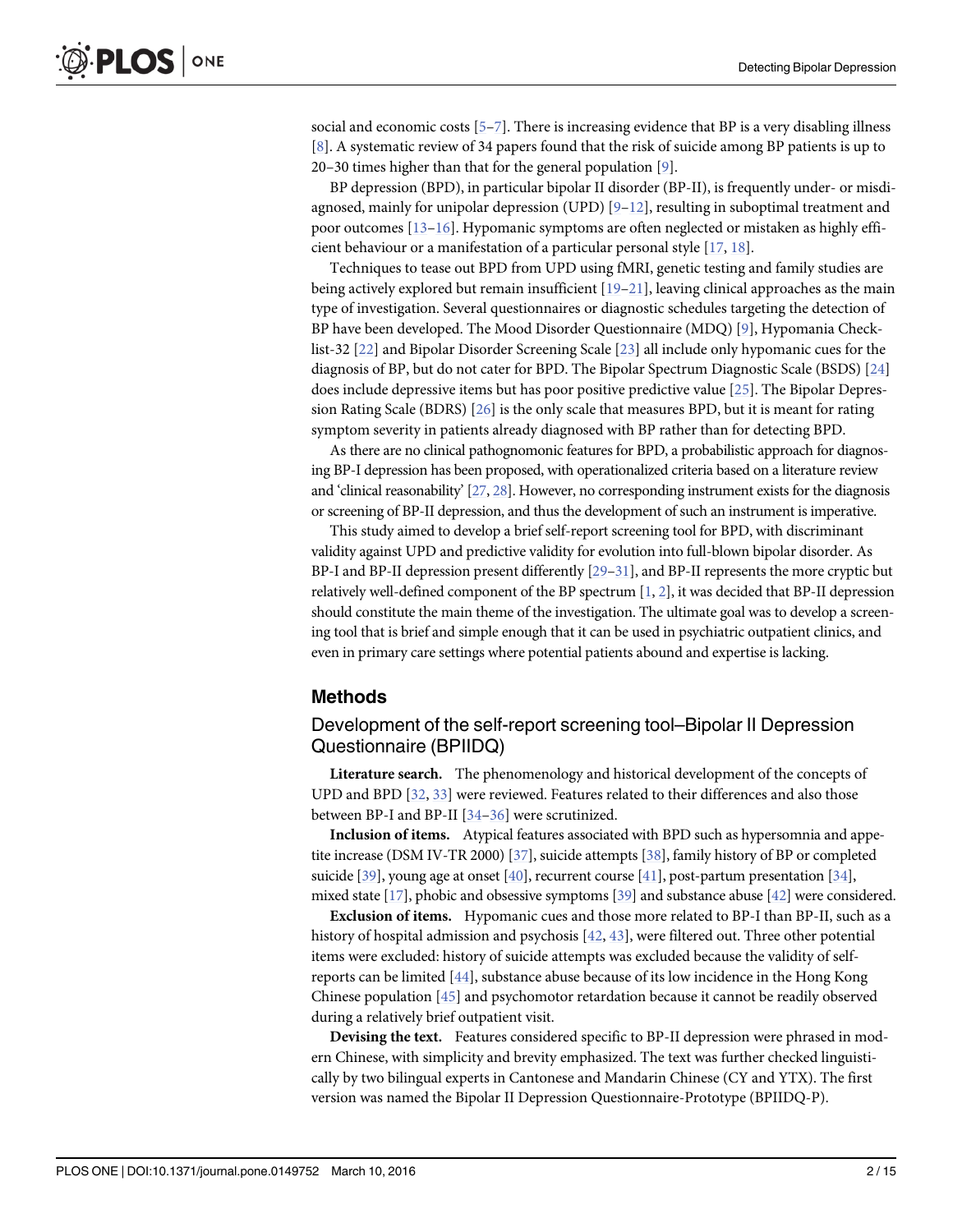social and economic costs [5–7]. There is increasing evidence that BP is a very disabling illness [8]. A systematic review of 34 papers found that the risk of suicide among BP patients is up to 20–30 times higher than that for the general population [9].

BP depression (BPD), in particular bipolar II disorder (BP-II), is frequently under- or misdiagnosed, mainly for unipolar depression (UPD) [9–12], resulting in suboptimal treatment and poor outcomes [13–16]. Hypomanic symptoms are often neglected or mistaken as highly efficient behaviour or a manifestation of a particular personal style [17, 18].

Techniques to tease out BPD from UPD using fMRI, genetic testing and family studies are being actively explored but remain insufficient [19–21], leaving clinical approaches as the main type of investigation. Several questionnaires or diagnostic schedules targeting the detection of BP have been developed. The Mood Disorder Questionnaire (MDQ) [9], Hypomania Checklist-32 [22] and Bipolar Disorder Screening Scale [23] all include only hypomanic cues for the diagnosis of BP, but do not cater for BPD. The Bipolar Spectrum Diagnostic Scale (BSDS) [24] does include depressive items but has poor positive predictive value [25]. The Bipolar Depression Rating Scale (BDRS) [26] is the only scale that measures BPD, but it is meant for rating symptom severity in patients already diagnosed with BP rather than for detecting BPD.

As there are no clinical pathognomonic features for BPD, a probabilistic approach for diagnosing BP-I depression has been proposed, with operationalized criteria based on a literature review and 'clinical reasonability' [27, 28]. However, no corresponding instrument exists for the diagnosis or screening of BP-II depression, and thus the development of such an instrument is imperative.

This study aimed to develop a brief self-report screening tool for BPD, with discriminant validity against UPD and predictive validity for evolution into full-blown bipolar disorder. As BP-I and BP-II depression present differently [29–31], and BP-II represents the more cryptic but relatively well-defined component of the BP spectrum [1, 2], it was decided that BP-II depression should constitute the main theme of the investigation. The ultimate goal was to develop a screening tool that is brief and simple enough that it can be used in psychiatric outpatient clinics, and even in primary care settings where potential patients abound and expertise is lacking.

## Methods

### Development of the self-report screening tool–Bipolar II Depression Questionnaire (BPIIDQ)

**Literature search.** The phenomenology and historical development of the concepts of UPD and BPD [32, 33] were reviewed. Features related to their differences and also those between BP-I and BP-II [34–36] were scrutinized.

**Inclusion of items.** Atypical features associated with BPD such as hypersomnia and appetite increase (DSM IV-TR 2000) [37], suicide attempts [38], family history of BP or completed suicide [39], young age at onset [40], recurrent course [41], post-partum presentation [34], mixed state [17], phobic and obsessive symptoms [39] and substance abuse [42] were considered.

**Exclusion of items.** Hypomanic cues and those more related to BP-I than BP-II, such as a history of hospital admission and psychosis [42, 43], were filtered out. Three other potential items were excluded: history of suicide attempts was excluded because the validity of self-reports can be limited [44], substance abuse because of its low incidence in the Hong Kong Chinese population [45] and psychomotor retardation because it cannot be readily observed during a relatively brief outpatient visit.

**Devising the text.** Features considered specific to BP-II depression were phrased in modern Chinese, with simplicity and brevity emphasized. The text was further checked linguistically by two bilingual experts in Cantonese and Mandarin Chinese (CY and YTX). The first version was named the Bipolar II Depression Questionnaire-Prototype (BPIIDQ-P).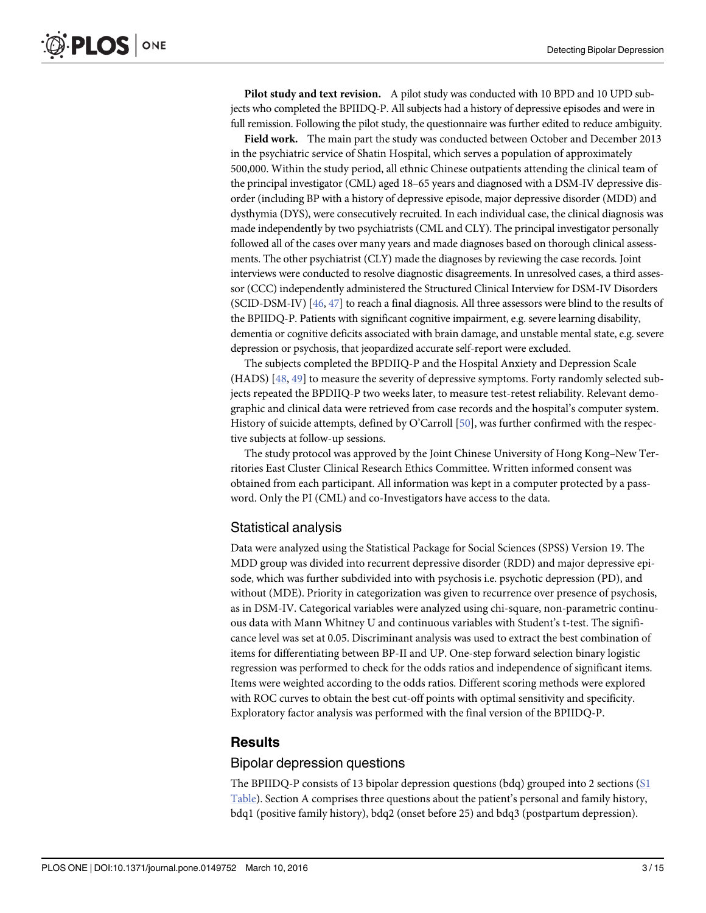**Pilot study and text revision.** A pilot study was conducted with 10 BPD and 10 UPD subjects who completed the BPIIDQ-P. All subjects had a history of depressive episodes and were in full remission. Following the pilot study, the questionnaire was further edited to reduce ambiguity.

**Field work.** The main part the study was conducted between October and December 2013 in the psychiatric service of Shatin Hospital, which serves a population of approximately 500,000. Within the study period, all ethnic Chinese outpatients attending the clinical team of the principal investigator (CML) aged 18–65 years and diagnosed with a DSM-IV depressive disorder (including BP with a history of depressive episode, major depressive disorder (MDD) and dysthymia (DYS), were consecutively recruited. In each individual case, the clinical diagnosis was made independently by two psychiatrists (CML and CLY). The principal investigator personally followed all of the cases over many years and made diagnoses based on thorough clinical assessments. The other psychiatrist (CLY) made the diagnoses by reviewing the case records. Joint interviews were conducted to resolve diagnostic disagreements. In unresolved cases, a third assessor (CCC) independently administered the Structured Clinical Interview for DSM-IV Disorders (SCID-DSM-IV) [46, 47] to reach a final diagnosis. All three assessors were blind to the results of the BPIIDQ-P. Patients with significant cognitive impairment, e.g. severe learning disability, dementia or cognitive deficits associated with brain damage, and unstable mental state, e.g. severe depression or psychosis, that jeopardized accurate self-report were excluded.

The subjects completed the BPDIIQ-P and the Hospital Anxiety and Depression Scale (HADS) [48, 49] to measure the severity of depressive symptoms. Forty randomly selected subjects repeated the BPDIIQ-P two weeks later, to measure test-retest reliability. Relevant demographic and clinical data were retrieved from case records and the hospital's computer system. History of suicide attempts, defined by O'Carroll [50], was further confirmed with the respective subjects at follow-up sessions.

The study protocol was approved by the Joint Chinese University of Hong Kong–New Territories East Cluster Clinical Research Ethics Committee. Written informed consent was obtained from each participant. All information was kept in a computer protected by a password. Only the PI (CML) and co-Investigators have access to the data.

## Statistical analysis

Data were analyzed using the Statistical Package for Social Sciences (SPSS) Version 19. The MDD group was divided into recurrent depressive disorder (RDD) and major depressive episode, which was further subdivided into with psychosis i.e. psychotic depression (PD), and without (MDE). Priority in categorization was given to recurrence over presence of psychosis, as in DSM-IV. Categorical variables were analyzed using chi-square, non-parametric continuous data with Mann Whitney U and continuous variables with Student's t-test. The significance level was set at 0.05. Discriminant analysis was used to extract the best combination of items for differentiating between BP-II and UP. One-step forward selection binary logistic regression was performed to check for the odds ratios and independence of significant items. Items were weighted according to the odds ratios. Different scoring methods were explored with ROC curves to obtain the best cut-off points with optimal sensitivity and specificity. Exploratory factor analysis was performed with the final version of the BPIIDQ-P.

# Results

## Bipolar depression questions

The BPIIDQ-P consists of 13 bipolar depression questions (bdq) grouped into 2 sections (S1 Table). Section A comprises three questions about the patient's personal and family history, bdq1 (positive family history), bdq2 (onset before 25) and bdq3 (postpartum depression).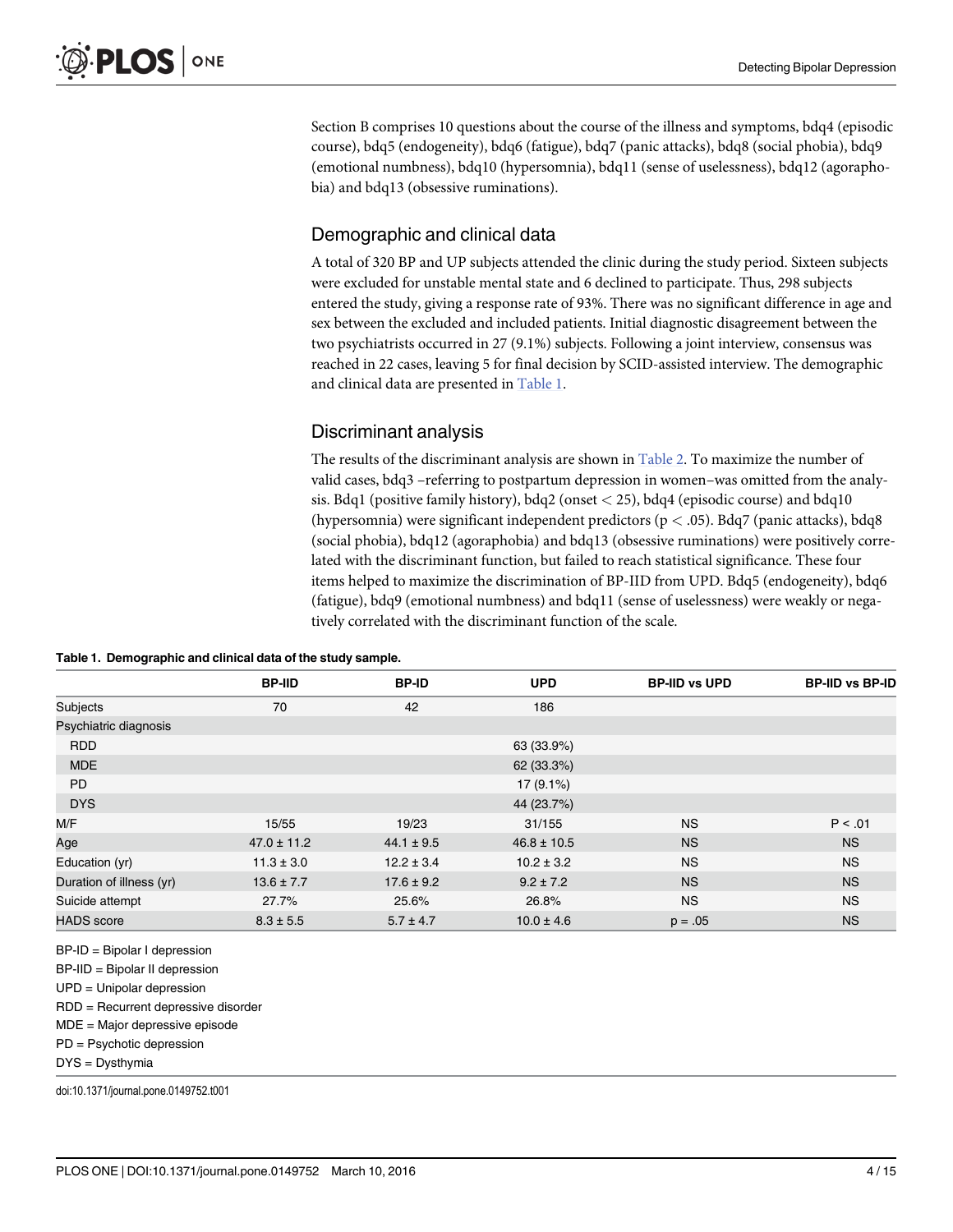Section B comprises 10 questions about the course of the illness and symptoms, bdq4 (episodic course), bdq5 (endogeneity), bdq6 (fatigue), bdq7 (panic attacks), bdq8 (social phobia), bdq9 (emotional numbness), bdq10 (hypersomnia), bdq11 (sense of uselessness), bdq12 (agoraphobia) and bdq13 (obsessive ruminations).

## Demographic and clinical data

A total of 320 BP and UP subjects attended the clinic during the study period. Sixteen subjects were excluded for unstable mental state and 6 declined to participate. Thus, 298 subjects entered the study, giving a response rate of 93%. There was no significant difference in age and sex between the excluded and included patients. Initial diagnostic disagreement between the two psychiatrists occurred in 27 (9.1%) subjects. Following a joint interview, consensus was reached in 22 cases, leaving 5 for final decision by SCID-assisted interview. The demographic and clinical data are presented in Table 1.

## Discriminant analysis

The results of the discriminant analysis are shown in Table 2. To maximize the number of valid cases, bdq3 –referring to postpartum depression in women–was omitted from the analysis. Bdq1 (positive family history), bdq2 (onset $< 25$), bdq4 (episodic course) and bdq10 (hypersomnia) were significant independent predictors ($p < .05$). Bdq7 (panic attacks), bdq8 (social phobia), bdq12 (agoraphobia) and bdq13 (obsessive ruminations) were positively correlated with the discriminant function, but failed to reach statistical significance. These four items helped to maximize the discrimination of BP-IID from UPD. Bdq5 (endogeneity), bdq6 (fatigue), bdq9 (emotional numbness) and bdq11 (sense of uselessness) were weakly or negatively correlated with the discriminant function of the scale.

**Table 1. Demographic and clinical data of the study sample.**

| | BP-IID | BP-ID | UPD | BP-IID vs UPD | BP-IID vs BP-ID |
|---|---|---|---|---|---|
| Subjects | 70 | 42 | 186 | | |
| Psychiatric diagnosis | | | | | |
| RDD | | | 63 (33.9%) | | |
| MDE | | | 62 (33.3%) | | |
| PD | | | 17 (9.1%) | | |
| DYS | | | 44 (23.7%) | | |
| M/F | 15/55 | 19/23 | 31/155 | NS | P < .01 |
| Age | 47.0 ± 11.2 | 44.1 ± 9.5 | 46.8 ± 10.5 | NS | NS |
| Education (yr) | 11.3 ± 3.0 | 12.2 ± 3.4 | 10.2 ± 3.2 | NS | NS |
| Duration of illness (yr) | 13.6 ± 7.7 | 17.6 ± 9.2 | 9.2 ± 7.2 | NS | NS |
| Suicide attempt | 27.7% | 25.6% | 26.8% | NS | NS |
| HADS score | 8.3 ± 5.5 | 5.7 ± 4.7 | 10.0 ± 4.6 | p = .05 | NS |

BP-ID = Bipolar I depression
BP-IID = Bipolar II depression
UPD = Unipolar depression
RDD = Recurrent depressive disorder
MDE = Major depressive episode
PD = Psychotic depression
DYS = Dysthymia

doi:10.1371/journal.pone.0149752.t001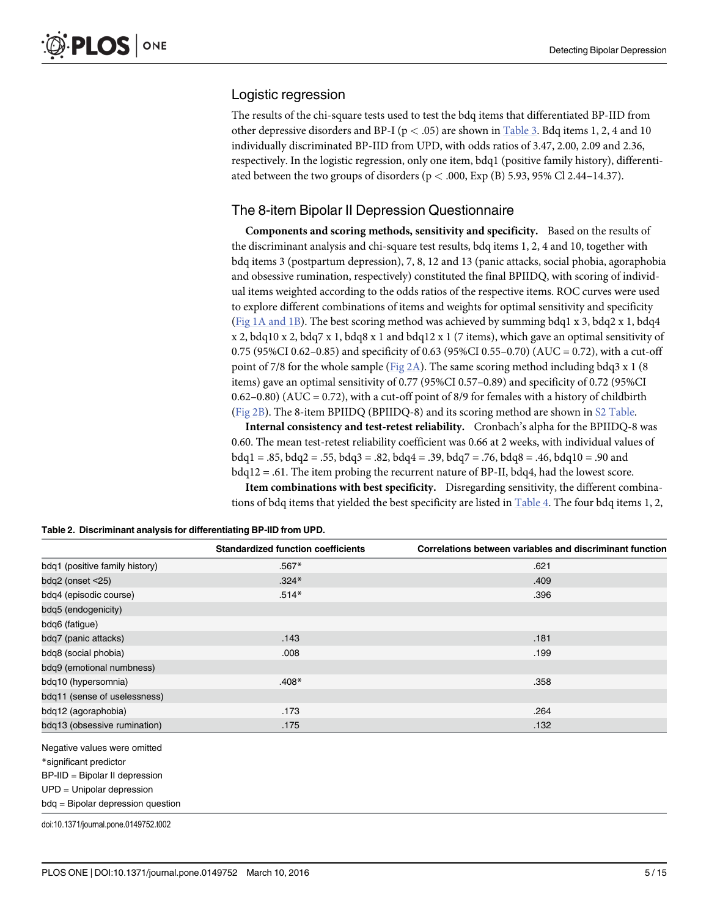## Logistic regression

The results of the chi-square tests used to test the bdq items that differentiated BP-IID from other depressive disorders and BP-I ($p < .05$) are shown in Table 3. Bdq items 1, 2, 4 and 10 individually discriminated BP-IID from UPD, with odds ratios of 3.47, 2.00, 2.09 and 2.36, respectively. In the logistic regression, only one item, bdq1 (positive family history), differentiated between the two groups of disorders ($p < .000$, Exp (B) 5.93, 95% Cl 2.44–14.37).

## The 8-item Bipolar II Depression Questionnaire

**Components and scoring methods, sensitivity and specificity.** Based on the results of the discriminant analysis and chi-square test results, bdq items 1, 2, 4 and 10, together with bdq items 3 (postpartum depression), 7, 8, 12 and 13 (panic attacks, social phobia, agoraphobia and obsessive rumination, respectively) constituted the final BPIIDQ, with scoring of individual items weighted according to the odds ratios of the respective items. ROC curves were used to explore different combinations of items and weights for optimal sensitivity and specificity (Fig 1A and 1B). The best scoring method was achieved by summing bdq1 x 3, bdq2 x 1, bdq4 x 2, bdq10 x 2, bdq7 x 1, bdq8 x 1 and bdq12 x 1 (7 items), which gave an optimal sensitivity of 0.75 (95%CI 0.62–0.85) and specificity of 0.63 (95%CI 0.55–0.70) (AUC = 0.72), with a cut-off point of 7/8 for the whole sample (Fig 2A). The same scoring method including bdq3 x 1 (8 items) gave an optimal sensitivity of 0.77 (95%CI 0.57–0.89) and specificity of 0.72 (95%CI 0.62–0.80) (AUC = 0.72), with a cut-off point of 8/9 for females with a history of childbirth (Fig 2B). The 8-item BPIIDQ (BPIIDQ-8) and its scoring method are shown in S2 Table.

**Internal consistency and test-retest reliability.** Cronbach's alpha for the BPIIDQ-8 was 0.60. The mean test-retest reliability coefficient was 0.66 at 2 weeks, with individual values of bdq1 = .85, bdq2 = .55, bdq3 = .82, bdq4 = .39, bdq7 = .76, bdq8 = .46, bdq10 = .90 and bdq12 = .61. The item probing the recurrent nature of BP-II, bdq4, had the lowest score.

**Item combinations with best specificity.** Disregarding sensitivity, the different combinations of bdq items that yielded the best specificity are listed in Table 4. The four bdq items 1, 2,

**Table 2. Discriminant analysis for differentiating BP-IID from UPD.**

| | Standardized function coefficients | Correlations between variables and discriminant function |
|---|---|---|
| bdq1 (positive family history) | .567* | .621 |
| bdq2 (onset <25) | .324* | .409 |
| bdq4 (episodic course) | .514* | .396 |
| bdq5 (endogenicity) | | |
| bdq6 (fatigue) | | |
| bdq7 (panic attacks) | .143 | .181 |
| bdq8 (social phobia) | .008 | .199 |
| bdq9 (emotional numbness) | | |
| bdq10 (hypersomnia) | .408* | .358 |
| bdq11 (sense of uselessness) | | |
| bdq12 (agoraphobia) | .173 | .264 |
| bdq13 (obsessive rumination) | .175 | .132 |

Negative values were omitted
*significant predictor
BP-IID = Bipolar II depression
UPD = Unipolar depression
bdq = Bipolar depression question

doi:10.1371/journal.pone.0149752.t002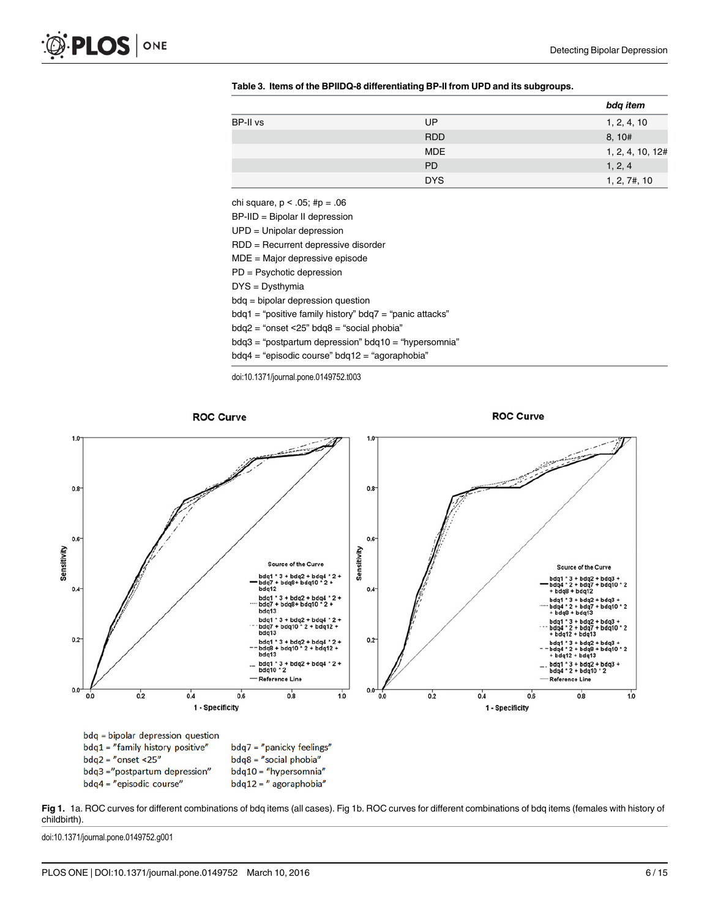**Table 3. Items of the BPIIDQ-8 differentiating BP-II from UPD and its subgroups.**

| | | *bdq item* |
|---|---|---|
| BP-II vs | UP | 1, 2, 4, 10 |
| | RDD | 8, 10# |
| | MDE | 1, 2, 4, 10, 12# |
| | PD | 1, 2, 4 |
| | DYS | 1, 2, 7#, 10 |

chi square, $p < .05$; #$p = .06$

BP-IID = Bipolar II depression

UPD = Unipolar depression

RDD = Recurrent depressive disorder

MDE = Major depressive episode

PD = Psychotic depression

DYS = Dysthymia

bdq = bipolar depression question

bdq1 = "positive family history" bdq7 = "panic attacks"

bdq2 = "onset <25" bdq8 = "social phobia"

bdq3 = "postpartum depression" bdq10 = "hypersomnia"

bdq4 = "episodic course" bdq12 = "agoraphobia"

doi:10.1371/journal.pone.0149752.t003

bdq = bipolar depression question
bdq1 = "family history positive"
bdq2 = "onset <25"
bdq3 = "postpartum depression"
bdq4 = "episodic course"
bdq7 = "panicky feelings"
bdq8 = "social phobia"
bdq10 = "hypersomnia"
bdq12 = " agoraphobia"

**Fig 1.** 1a. ROC curves for different combinations of bdq items (all cases). Fig 1b. ROC curves for different combinations of bdq items (females with history of childbirth).

doi:10.1371/journal.pone.0149752.g001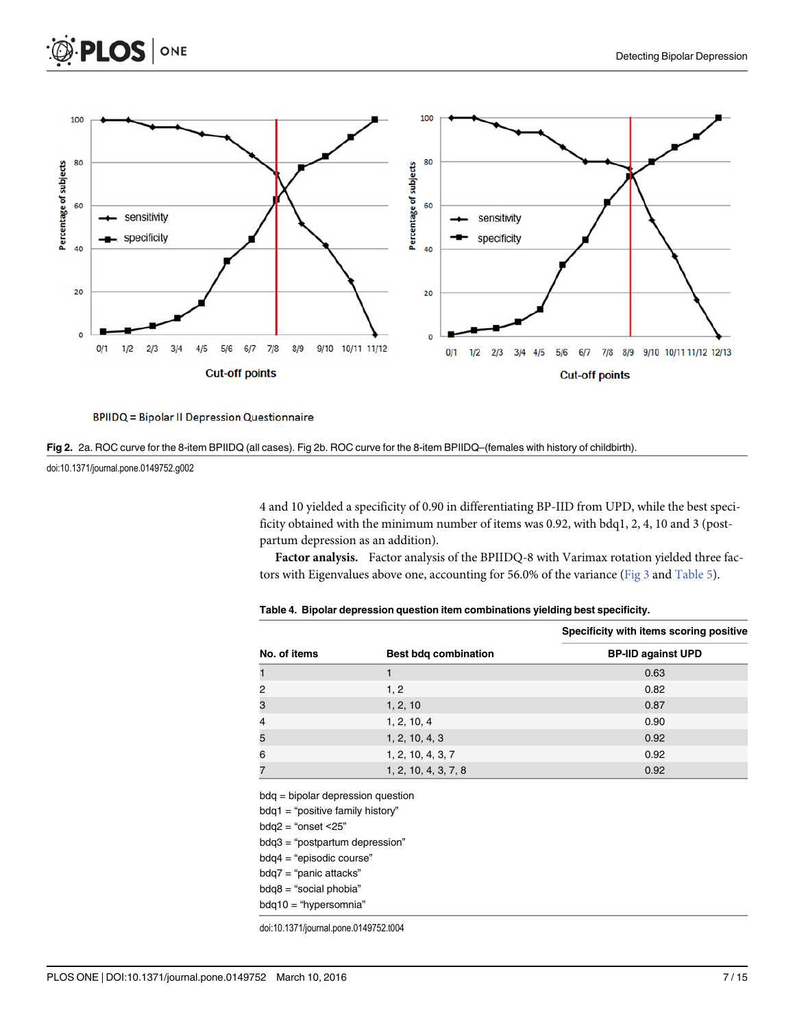BPIIDQ = Bipolar II Depression Questionnaire

**Fig 2.** 2a. ROC curve for the 8-item BPIIDQ (all cases). Fig 2b. ROC curve for the 8-item BPIIDQ–(females with history of childbirth).

doi:10.1371/journal.pone.0149752.g002

4 and 10 yielded a specificity of 0.90 in differentiating BP-IID from UPD, while the best specificity obtained with the minimum number of items was 0.92, with bdq1, 2, 4, 10 and 3 (postpartum depression as an addition).

**Factor analysis.** Factor analysis of the BPIIDQ-8 with Varimax rotation yielded three factors with Eigenvalues above one, accounting for 56.0% of the variance (Fig 3 and Table 5).

**Table 4. Bipolar depression question item combinations yielding best specificity.**

| | | Specificity with items scoring positive |
|---|---|---|
| No. of items | Best bdq combination | BP-IID against UPD |
| 1 | 1 | 0.63 |
| 2 | 1, 2 | 0.82 |
| 3 | 1, 2, 10 | 0.87 |
| 4 | 1, 2, 10, 4 | 0.90 |
| 5 | 1, 2, 10, 4, 3 | 0.92 |
| 6 | 1, 2, 10, 4, 3, 7 | 0.92 |
| 7 | 1, 2, 10, 4, 3, 7, 8 | 0.92 |

bdq = bipolar depression question
bdq1 = "positive family history"
bdq2 = "onset <25"
bdq3 = "postpartum depression"
bdq4 = "episodic course"
bdq7 = "panic attacks"
bdq8 = "social phobia"
bdq10 = "hypersomnia"

doi:10.1371/journal.pone.0149752.t004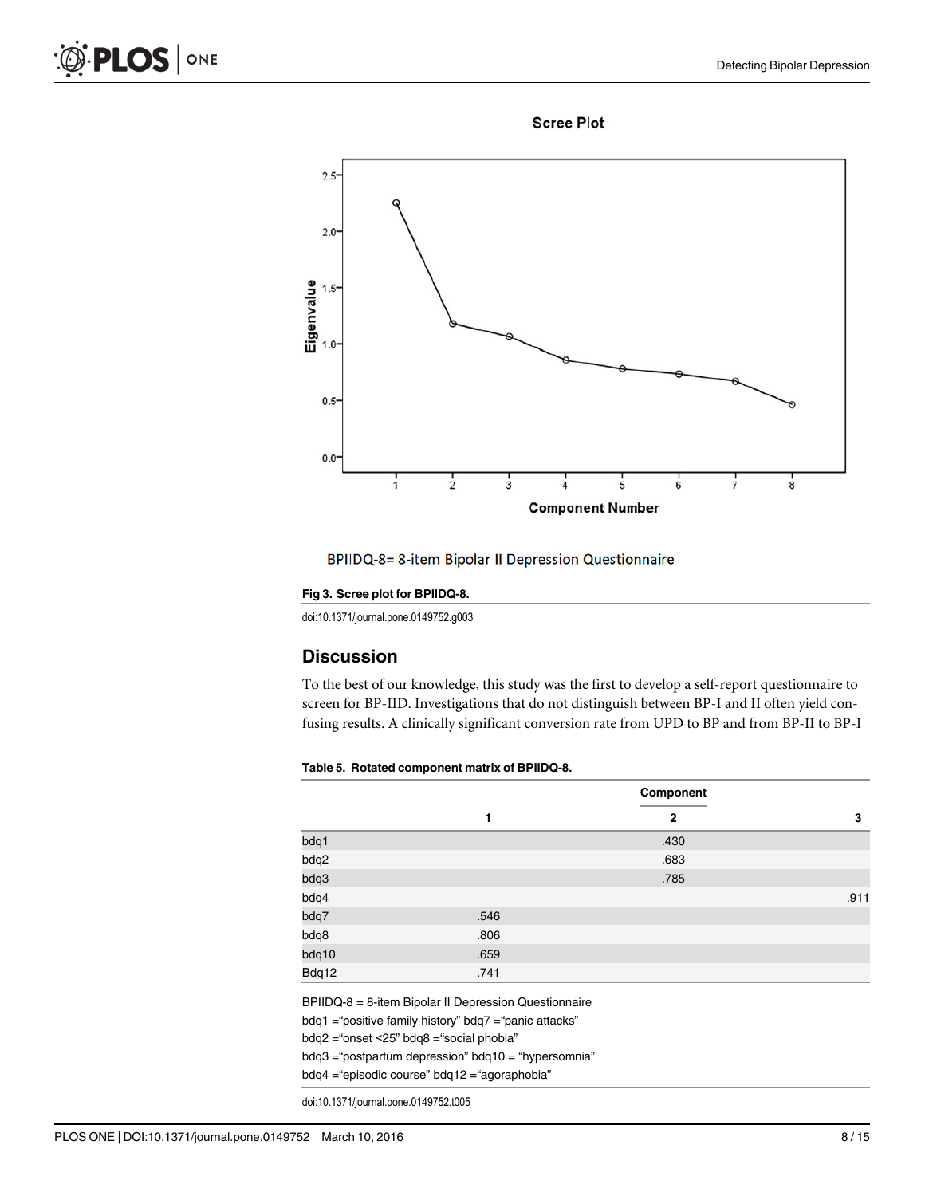BPIIDQ-8= 8-item Bipolar II Depression Questionnaire

**Fig 3. Scree plot for BPIIDQ-8.**

doi:10.1371/journal.pone.0149752.g003

## Discussion

To the best of our knowledge, this study was the first to develop a self-report questionnaire to screen for BP-IID. Investigations that do not distinguish between BP-I and II often yield confusing results. A clinically significant conversion rate from UPD to BP and from BP-II to BP-I

**Table 5. Rotated component matrix of BPIIDQ-8.**

| | Component | | |
|---|---|---|---|
| | 1 | 2 | 3 |
| bdq1 | | .430 | |
| bdq2 | | .683 | |
| bdq3 | | .785 | |
| bdq4 | | | .911 |
| bdq7 | .546 | | |
| bdq8 | .806 | | |
| bdq10 | .659 | | |
| Bdq12 | .741 | | |

BPIIDQ-8 = 8-item Bipolar II Depression Questionnaire
bdq1 ="positive family history" bdq7 ="panic attacks"
bdq2 ="onset <25" bdq8 ="social phobia"
bdq3 ="postpartum depression" bdq10 = "hypersomnia"
bdq4 ="episodic course" bdq12 ="agoraphobia"

doi:10.1371/journal.pone.0149752.t005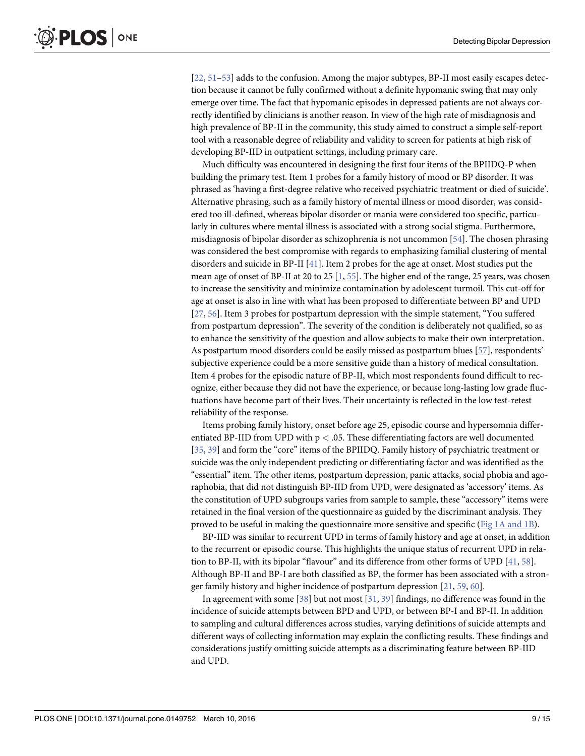[22, 51–53] adds to the confusion. Among the major subtypes, BP-II most easily escapes detection because it cannot be fully confirmed without a definite hypomanic swing that may only emerge over time. The fact that hypomanic episodes in depressed patients are not always correctly identified by clinicians is another reason. In view of the high rate of misdiagnosis and high prevalence of BP-II in the community, this study aimed to construct a simple self-report tool with a reasonable degree of reliability and validity to screen for patients at high risk of developing BP-IID in outpatient settings, including primary care.

Much difficulty was encountered in designing the first four items of the BPIIDQ-P when building the primary test. Item 1 probes for a family history of mood or BP disorder. It was phrased as 'having a first-degree relative who received psychiatric treatment or died of suicide'. Alternative phrasing, such as a family history of mental illness or mood disorder, was considered too ill-defined, whereas bipolar disorder or mania were considered too specific, particularly in cultures where mental illness is associated with a strong social stigma. Furthermore, misdiagnosis of bipolar disorder as schizophrenia is not uncommon [54]. The chosen phrasing was considered the best compromise with regards to emphasizing familial clustering of mental disorders and suicide in BP-II [41]. Item 2 probes for the age at onset. Most studies put the mean age of onset of BP-II at 20 to 25 [1, 55]. The higher end of the range, 25 years, was chosen to increase the sensitivity and minimize contamination by adolescent turmoil. This cut-off for age at onset is also in line with what has been proposed to differentiate between BP and UPD [27, 56]. Item 3 probes for postpartum depression with the simple statement, "You suffered from postpartum depression". The severity of the condition is deliberately not qualified, so as to enhance the sensitivity of the question and allow subjects to make their own interpretation. As postpartum mood disorders could be easily missed as postpartum blues [57], respondents' subjective experience could be a more sensitive guide than a history of medical consultation. Item 4 probes for the episodic nature of BP-II, which most respondents found difficult to recognize, either because they did not have the experience, or because long-lasting low grade fluctuations have become part of their lives. Their uncertainty is reflected in the low test-retest reliability of the response.

Items probing family history, onset before age 25, episodic course and hypersomnia differentiated BP-IID from UPD with $p < .05$. These differentiating factors are well documented [35, 39] and form the "core" items of the BPIIDQ. Family history of psychiatric treatment or suicide was the only independent predicting or differentiating factor and was identified as the "essential" item. The other items, postpartum depression, panic attacks, social phobia and agoraphobia, that did not distinguish BP-IID from UPD, were designated as 'accessory' items. As the constitution of UPD subgroups varies from sample to sample, these "accessory" items were retained in the final version of the questionnaire as guided by the discriminant analysis. They proved to be useful in making the questionnaire more sensitive and specific (Fig 1A and 1B).

BP-IID was similar to recurrent UPD in terms of family history and age at onset, in addition to the recurrent or episodic course. This highlights the unique status of recurrent UPD in relation to BP-II, with its bipolar "flavour" and its difference from other forms of UPD [41, 58]. Although BP-II and BP-I are both classified as BP, the former has been associated with a stronger family history and higher incidence of postpartum depression [21, 59, 60].

In agreement with some [38] but not most [31, 39] findings, no difference was found in the incidence of suicide attempts between BPD and UPD, or between BP-I and BP-II. In addition to sampling and cultural differences across studies, varying definitions of suicide attempts and different ways of collecting information may explain the conflicting results. These findings and considerations justify omitting suicide attempts as a discriminating feature between BP-IID and UPD.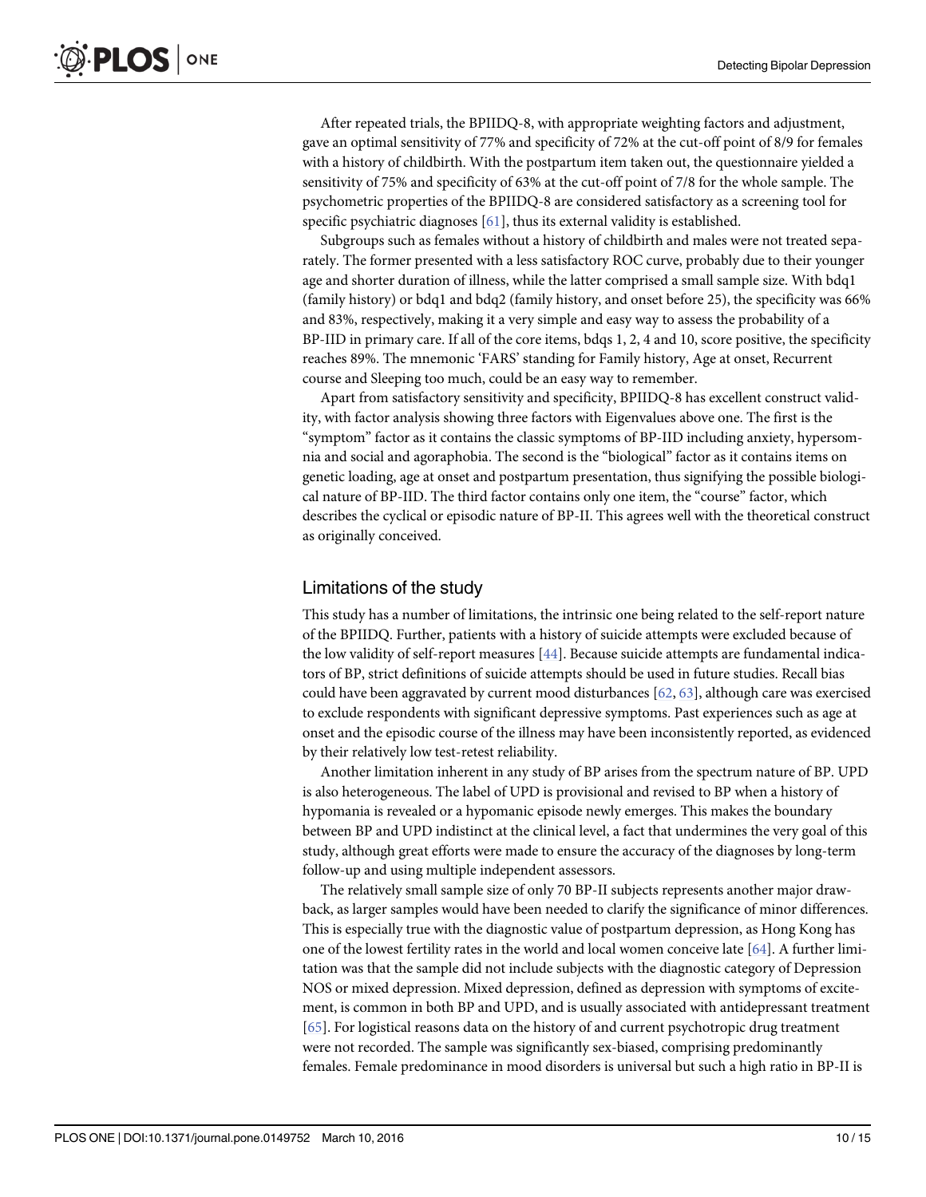After repeated trials, the BPIIDQ-8, with appropriate weighting factors and adjustment, gave an optimal sensitivity of 77% and specificity of 72% at the cut-off point of 8/9 for females with a history of childbirth. With the postpartum item taken out, the questionnaire yielded a sensitivity of 75% and specificity of 63% at the cut-off point of 7/8 for the whole sample. The psychometric properties of the BPIIDQ-8 are considered satisfactory as a screening tool for specific psychiatric diagnoses [61], thus its external validity is established.

Subgroups such as females without a history of childbirth and males were not treated separately. The former presented with a less satisfactory ROC curve, probably due to their younger age and shorter duration of illness, while the latter comprised a small sample size. With bdq1 (family history) or bdq1 and bdq2 (family history, and onset before 25), the specificity was 66% and 83%, respectively, making it a very simple and easy way to assess the probability of a BP-IID in primary care. If all of the core items, bdqs 1, 2, 4 and 10, score positive, the specificity reaches 89%. The mnemonic 'FARS' standing for Family history, Age at onset, Recurrent course and Sleeping too much, could be an easy way to remember.

Apart from satisfactory sensitivity and specificity, BPIIDQ-8 has excellent construct validity, with factor analysis showing three factors with Eigenvalues above one. The first is the "symptom" factor as it contains the classic symptoms of BP-IID including anxiety, hypersomnia and social and agoraphobia. The second is the "biological" factor as it contains items on genetic loading, age at onset and postpartum presentation, thus signifying the possible biological nature of BP-IID. The third factor contains only one item, the "course" factor, which describes the cyclical or episodic nature of BP-II. This agrees well with the theoretical construct as originally conceived.

## Limitations of the study

This study has a number of limitations, the intrinsic one being related to the self-report nature of the BPIIDQ. Further, patients with a history of suicide attempts were excluded because of the low validity of self-report measures [44]. Because suicide attempts are fundamental indicators of BP, strict definitions of suicide attempts should be used in future studies. Recall bias could have been aggravated by current mood disturbances [62, 63], although care was exercised to exclude respondents with significant depressive symptoms. Past experiences such as age at onset and the episodic course of the illness may have been inconsistently reported, as evidenced by their relatively low test-retest reliability.

Another limitation inherent in any study of BP arises from the spectrum nature of BP. UPD is also heterogeneous. The label of UPD is provisional and revised to BP when a history of hypomania is revealed or a hypomanic episode newly emerges. This makes the boundary between BP and UPD indistinct at the clinical level, a fact that undermines the very goal of this study, although great efforts were made to ensure the accuracy of the diagnoses by long-term follow-up and using multiple independent assessors.

The relatively small sample size of only 70 BP-II subjects represents another major drawback, as larger samples would have been needed to clarify the significance of minor differences. This is especially true with the diagnostic value of postpartum depression, as Hong Kong has one of the lowest fertility rates in the world and local women conceive late [64]. A further limitation was that the sample did not include subjects with the diagnostic category of Depression NOS or mixed depression. Mixed depression, defined as depression with symptoms of excitement, is common in both BP and UPD, and is usually associated with antidepressant treatment [65]. For logistical reasons data on the history of and current psychotropic drug treatment were not recorded. The sample was significantly sex-biased, comprising predominantly females. Female predominance in mood disorders is universal but such a high ratio in BP-II is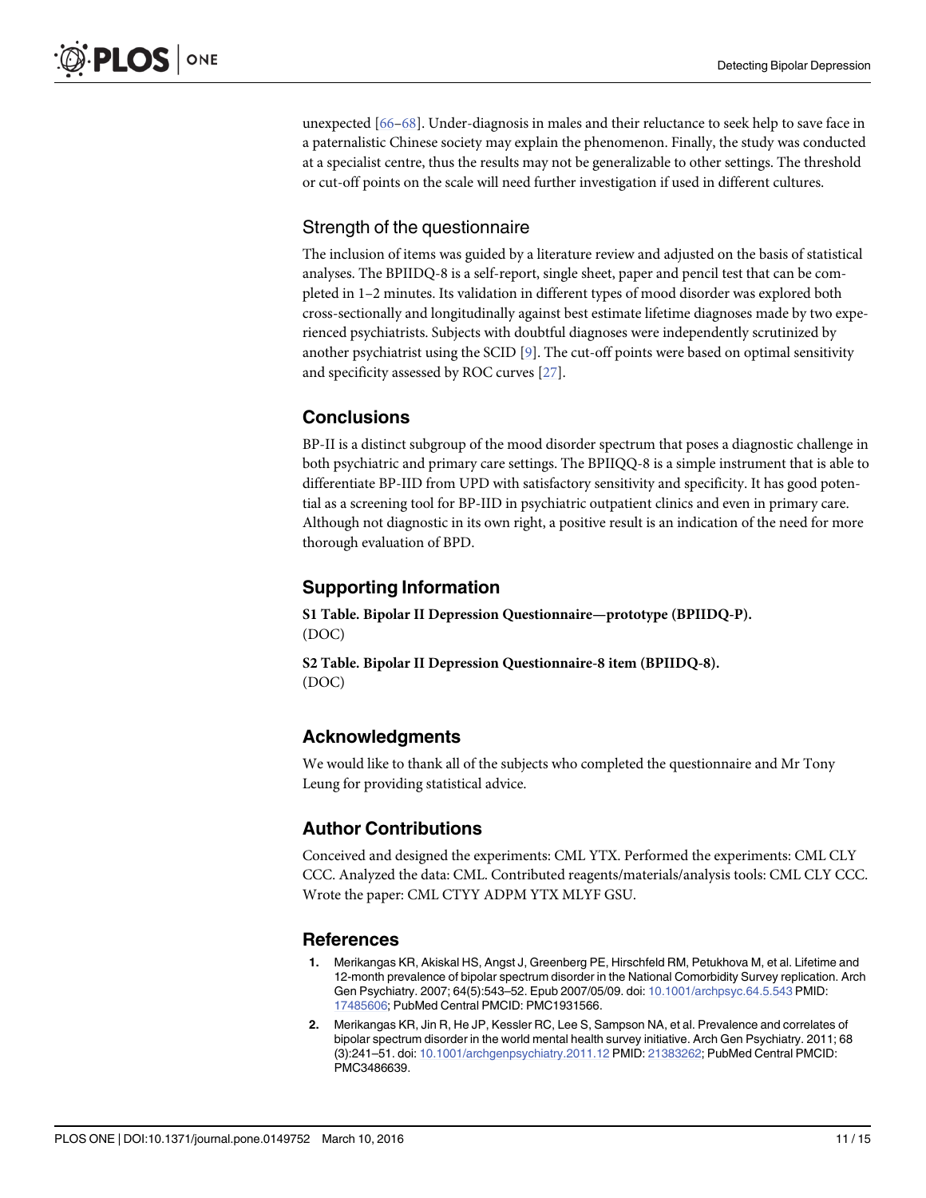unexpected [66–68]. Under-diagnosis in males and their reluctance to seek help to save face in a paternalistic Chinese society may explain the phenomenon. Finally, the study was conducted at a specialist centre, thus the results may not be generalizable to other settings. The threshold or cut-off points on the scale will need further investigation if used in different cultures.

### Strength of the questionnaire

The inclusion of items was guided by a literature review and adjusted on the basis of statistical analyses. The BPIIDQ-8 is a self-report, single sheet, paper and pencil test that can be completed in 1–2 minutes. Its validation in different types of mood disorder was explored both cross-sectionally and longitudinally against best estimate lifetime diagnoses made by two experienced psychiatrists. Subjects with doubtful diagnoses were independently scrutinized by another psychiatrist using the SCID [9]. The cut-off points were based on optimal sensitivity and specificity assessed by ROC curves [27].

## Conclusions

BP-II is a distinct subgroup of the mood disorder spectrum that poses a diagnostic challenge in both psychiatric and primary care settings. The BPIIQQ-8 is a simple instrument that is able to differentiate BP-IID from UPD with satisfactory sensitivity and specificity. It has good potential as a screening tool for BP-IID in psychiatric outpatient clinics and even in primary care. Although not diagnostic in its own right, a positive result is an indication of the need for more thorough evaluation of BPD.

## Supporting Information

**S1 Table. Bipolar II Depression Questionnaire—prototype (BPIIDQ-P).**
(DOC)

**S2 Table. Bipolar II Depression Questionnaire-8 item (BPIIDQ-8).**
(DOC)

## Acknowledgments

We would like to thank all of the subjects who completed the questionnaire and Mr Tony Leung for providing statistical advice.

## Author Contributions

Conceived and designed the experiments: CML YTX. Performed the experiments: CML CLY CCC. Analyzed the data: CML. Contributed reagents/materials/analysis tools: CML CLY CCC. Wrote the paper: CML CTYY ADPM YTX MLYF GSU.

## References

1. Merikangas KR, Akiskal HS, Angst J, Greenberg PE, Hirschfeld RM, Petukhova M, et al. Lifetime and 12-month prevalence of bipolar spectrum disorder in the National Comorbidity Survey replication. Arch Gen Psychiatry. 2007; 64(5):543–52. Epub 2007/05/09. doi: 10.1001/archpsyc.64.5.543 PMID: 17485606; PubMed Central PMCID: PMC1931566.
2. Merikangas KR, Jin R, He JP, Kessler RC, Lee S, Sampson NA, et al. Prevalence and correlates of bipolar spectrum disorder in the world mental health survey initiative. Arch Gen Psychiatry. 2011; 68 (3):241–51. doi: 10.1001/archgenpsychiatry.2011.12 PMID: 21383262; PubMed Central PMCID: PMC3486639.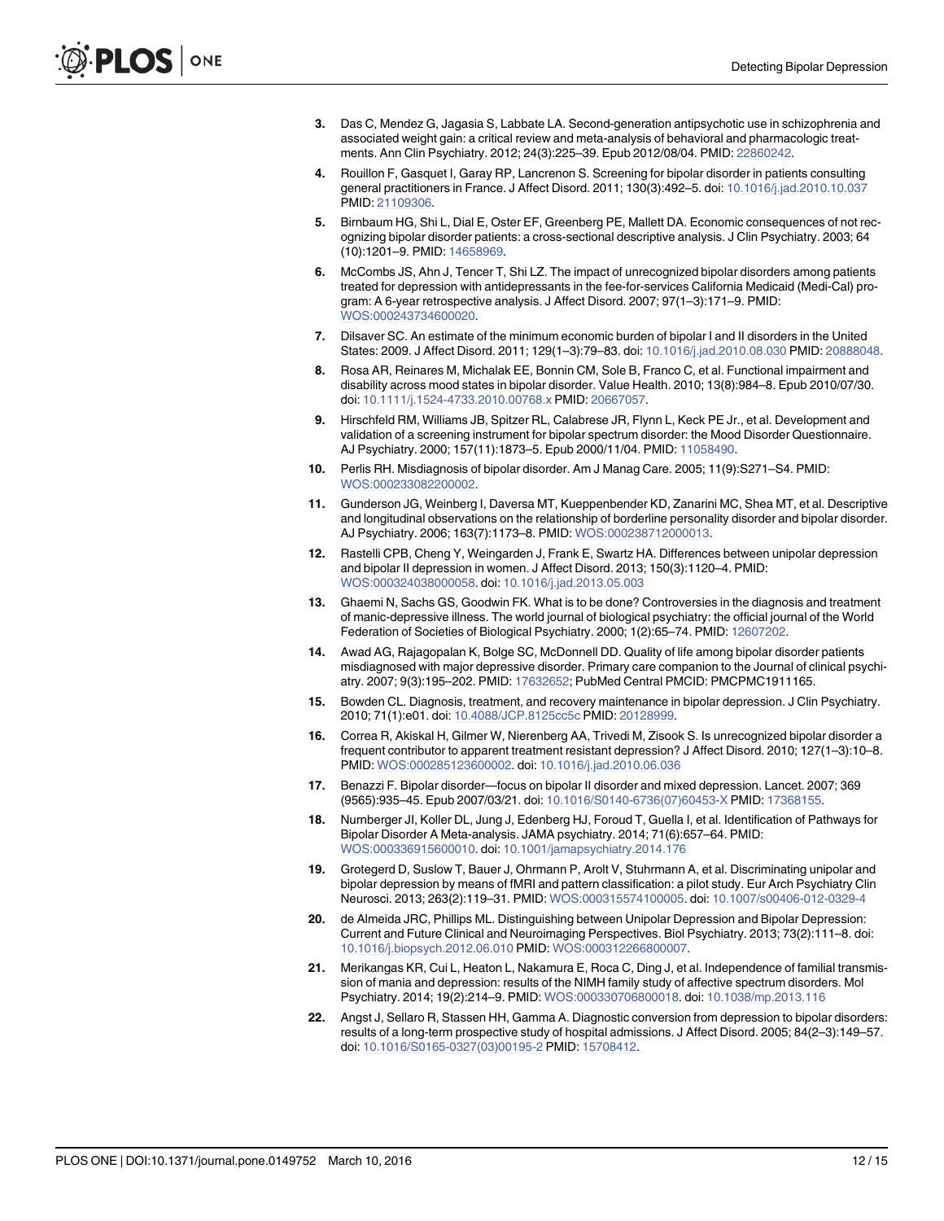3. Das C, Mendez G, Jagasia S, Labbate LA. Second-generation antipsychotic use in schizophrenia and associated weight gain: a critical review and meta-analysis of behavioral and pharmacologic treatments. Ann Clin Psychiatry. 2012; 24(3):225–39. Epub 2012/08/04. PMID: 22860242.
4. Rouillon F, Gasquet I, Garay RP, Lancrenon S. Screening for bipolar disorder in patients consulting general practitioners in France. J Affect Disord. 2011; 130(3):492–5. doi: 10.1016/j.jad.2010.10.037 PMID: 21109306.
5. Birnbaum HG, Shi L, Dial E, Oster EF, Greenberg PE, Mallett DA. Economic consequences of not recognizing bipolar disorder patients: a cross-sectional descriptive analysis. J Clin Psychiatry. 2003; 64 (10):1201–9. PMID: 14658969.
6. McCombs JS, Ahn J, Tencer T, Shi LZ. The impact of unrecognized bipolar disorders among patients treated for depression with antidepressants in the fee-for-services California Medicaid (Medi-Cal) program: A 6-year retrospective analysis. J Affect Disord. 2007; 97(1–3):171–9. PMID: WOS:000243734600020.
7. Dilsaver SC. An estimate of the minimum economic burden of bipolar I and II disorders in the United States: 2009. J Affect Disord. 2011; 129(1–3):79–83. doi: 10.1016/j.jad.2010.08.030 PMID: 20888048.
8. Rosa AR, Reinares M, Michalak EE, Bonnin CM, Sole B, Franco C, et al. Functional impairment and disability across mood states in bipolar disorder. Value Health. 2010; 13(8):984–8. Epub 2010/07/30. doi: 10.1111/j.1524-4733.2010.00768.x PMID: 20667057.
9. Hirschfeld RM, Williams JB, Spitzer RL, Calabrese JR, Flynn L, Keck PE Jr., et al. Development and validation of a screening instrument for bipolar spectrum disorder: the Mood Disorder Questionnaire. AJ Psychiatry. 2000; 157(11):1873–5. Epub 2000/11/04. PMID: 11058490.
10. Perlis RH. Misdiagnosis of bipolar disorder. Am J Manag Care. 2005; 11(9):S271–S4. PMID: WOS:000233082200002.
11. Gunderson JG, Weinberg I, Daversa MT, Kueppenbender KD, Zanarini MC, Shea MT, et al. Descriptive and longitudinal observations on the relationship of borderline personality disorder and bipolar disorder. AJ Psychiatry. 2006; 163(7):1173–8. PMID: WOS:000238712000013.
12. Rastelli CPB, Cheng Y, Weingarden J, Frank E, Swartz HA. Differences between unipolar depression and bipolar II depression in women. J Affect Disord. 2013; 150(3):1120–4. PMID: WOS:000324038000058. doi: 10.1016/j.jad.2013.05.003
13. Ghaemi N, Sachs GS, Goodwin FK. What is to be done? Controversies in the diagnosis and treatment of manic-depressive illness. The world journal of biological psychiatry: the official journal of the World Federation of Societies of Biological Psychiatry. 2000; 1(2):65–74. PMID: 12607202.
14. Awad AG, Rajagopalan K, Bolge SC, McDonnell DD. Quality of life among bipolar disorder patients misdiagnosed with major depressive disorder. Primary care companion to the Journal of clinical psychiatry. 2007; 9(3):195–202. PMID: 17632652; PubMed Central PMCID: PMCPMC1911165.
15. Bowden CL. Diagnosis, treatment, and recovery maintenance in bipolar depression. J Clin Psychiatry. 2010; 71(1):e01. doi: 10.4088/JCP.8125cc5c PMID: 20128999.
16. Correa R, Akiskal H, Gilmer W, Nierenberg AA, Trivedi M, Zisook S. Is unrecognized bipolar disorder a frequent contributor to apparent treatment resistant depression? J Affect Disord. 2010; 127(1–3):10–8. PMID: WOS:000285123600002. doi: 10.1016/j.jad.2010.06.036
17. Benazzi F. Bipolar disorder—focus on bipolar II disorder and mixed depression. Lancet. 2007; 369 (9565):935–45. Epub 2007/03/21. doi: 10.1016/S0140-6736(07)60453-X PMID: 17368155.
18. Nurnberger JI, Koller DL, Jung J, Edenberg HJ, Foroud T, Guella I, et al. Identification of Pathways for Bipolar Disorder A Meta-analysis. JAMA psychiatry. 2014; 71(6):657–64. PMID: WOS:000336915600010. doi: 10.1001/jamapsychiatry.2014.176
19. Grotegerd D, Suslow T, Bauer J, Ohrmann P, Arolt V, Stuhrmann A, et al. Discriminating unipolar and bipolar depression by means of fMRI and pattern classification: a pilot study. Eur Arch Psychiatry Clin Neurosci. 2013; 263(2):119–31. PMID: WOS:000315574100005. doi: 10.1007/s00406-012-0329-4
20. de Almeida JRC, Phillips ML. Distinguishing between Unipolar Depression and Bipolar Depression: Current and Future Clinical and Neuroimaging Perspectives. Biol Psychiatry. 2013; 73(2):111–8. doi: 10.1016/j.biopsych.2012.06.010 PMID: WOS:000312266800007.
21. Merikangas KR, Cui L, Heaton L, Nakamura E, Roca C, Ding J, et al. Independence of familial transmission of mania and depression: results of the NIMH family study of affective spectrum disorders. Mol Psychiatry. 2014; 19(2):214–9. PMID: WOS:000330706800018. doi: 10.1038/mp.2013.116
22. Angst J, Sellaro R, Stassen HH, Gamma A. Diagnostic conversion from depression to bipolar disorders: results of a long-term prospective study of hospital admissions. J Affect Disord. 2005; 84(2–3):149–57. doi: 10.1016/S0165-0327(03)00195-2 PMID: 15708412.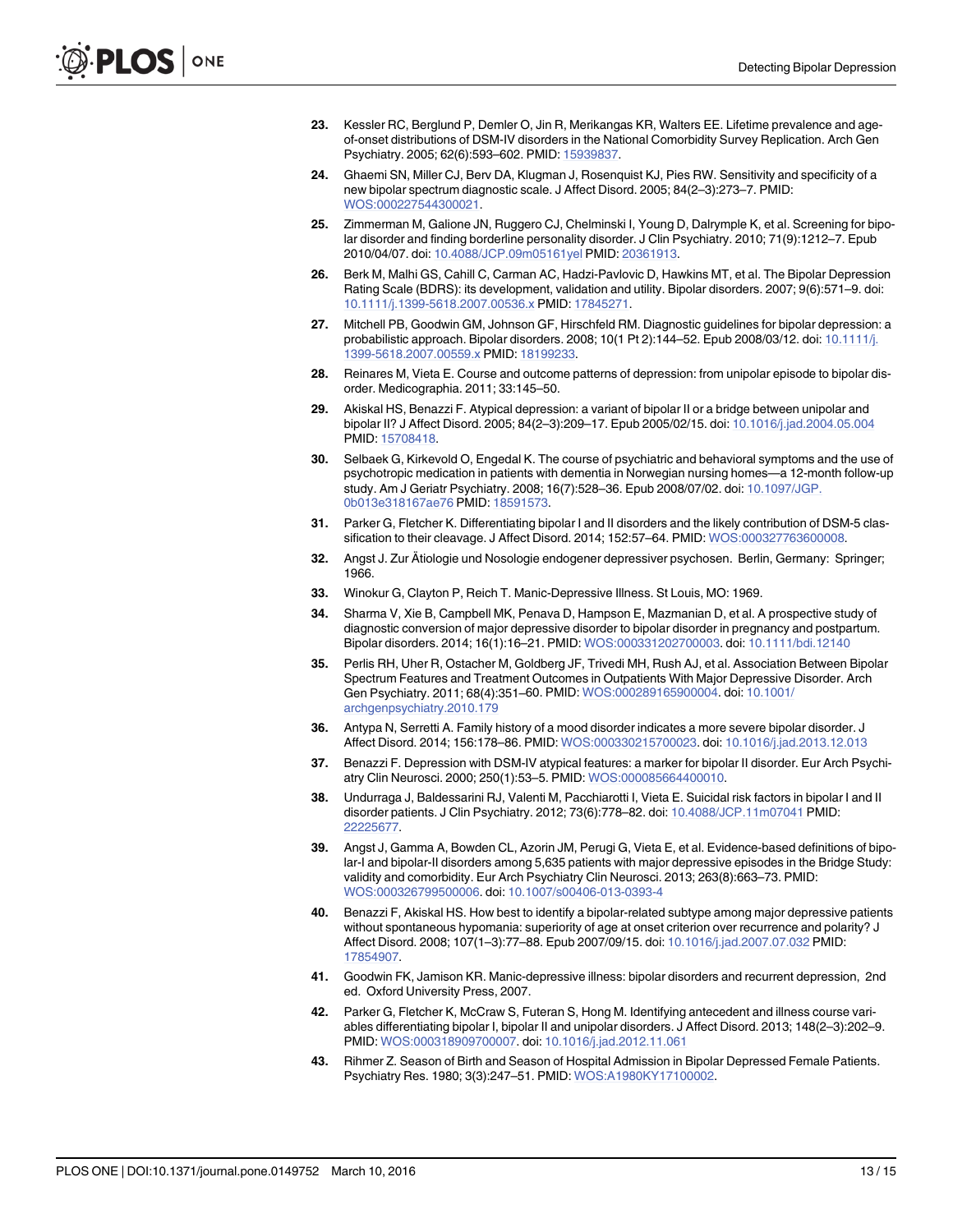23. Kessler RC, Berglund P, Demler O, Jin R, Merikangas KR, Walters EE. Lifetime prevalence and age-of-onset distributions of DSM-IV disorders in the National Comorbidity Survey Replication. Arch Gen Psychiatry. 2005; 62(6):593–602. PMID: 15939837.

24. Ghaemi SN, Miller CJ, Berv DA, Klugman J, Rosenquist KJ, Pies RW. Sensitivity and specificity of a new bipolar spectrum diagnostic scale. J Affect Disord. 2005; 84(2–3):273–7. PMID: WOS:000227544300021.

25. Zimmerman M, Galione JN, Ruggero CJ, Chelminski I, Young D, Dalrymple K, et al. Screening for bipolar disorder and finding borderline personality disorder. J Clin Psychiatry. 2010; 71(9):1212–7. Epub 2010/04/07. doi: 10.4088/JCP.09m05161yel PMID: 20361913.

26. Berk M, Malhi GS, Cahill C, Carman AC, Hadzi-Pavlovic D, Hawkins MT, et al. The Bipolar Depression Rating Scale (BDRS): its development, validation and utility. Bipolar disorders. 2007; 9(6):571–9. doi: 10.1111/j.1399-5618.2007.00536.x PMID: 17845271.

27. Mitchell PB, Goodwin GM, Johnson GF, Hirschfeld RM. Diagnostic guidelines for bipolar depression: a probabilistic approach. Bipolar disorders. 2008; 10(1 Pt 2):144–52. Epub 2008/03/12. doi: 10.1111/j.1399-5618.2007.00559.x PMID: 18199233.

28. Reinares M, Vieta E. Course and outcome patterns of depression: from unipolar episode to bipolar disorder. Medicographia. 2011; 33:145–50.

29. Akiskal HS, Benazzi F. Atypical depression: a variant of bipolar II or a bridge between unipolar and bipolar II? J Affect Disord. 2005; 84(2–3):209–17. Epub 2005/02/15. doi: 10.1016/j.jad.2004.05.004 PMID: 15708418.

30. Selbaek G, Kirkevold O, Engedal K. The course of psychiatric and behavioral symptoms and the use of psychotropic medication in patients with dementia in Norwegian nursing homes—a 12-month follow-up study. Am J Geriatr Psychiatry. 2008; 16(7):528–36. Epub 2008/07/02. doi: 10.1097/JGP.0b013e318167ae76 PMID: 18591573.

31. Parker G, Fletcher K. Differentiating bipolar I and II disorders and the likely contribution of DSM-5 classification to their cleavage. J Affect Disord. 2014; 152:57–64. PMID: WOS:000327763600008.

32. Angst J. Zur Ätiologie und Nosologie endogener depressiver psychosen. Berlin, Germany: Springer; 1966.

33. Winokur G, Clayton P, Reich T. Manic-Depressive Illness. St Louis, MO: 1969.

34. Sharma V, Xie B, Campbell MK, Penava D, Hampson E, Mazmanian D, et al. A prospective study of diagnostic conversion of major depressive disorder to bipolar disorder in pregnancy and postpartum. Bipolar disorders. 2014; 16(1):16–21. PMID: WOS:000331202700003. doi: 10.1111/bdi.12140

35. Perlis RH, Uher R, Ostacher M, Goldberg JF, Trivedi MH, Rush AJ, et al. Association Between Bipolar Spectrum Features and Treatment Outcomes in Outpatients With Major Depressive Disorder. Arch Gen Psychiatry. 2011; 68(4):351–60. PMID: WOS:000289165900004. doi: 10.1001/archgenpsychiatry.2010.179

36. Antypa N, Serretti A. Family history of a mood disorder indicates a more severe bipolar disorder. J Affect Disord. 2014; 156:178–86. PMID: WOS:000330215700023. doi: 10.1016/j.jad.2013.12.013

37. Benazzi F. Depression with DSM-IV atypical features: a marker for bipolar II disorder. Eur Arch Psychiatry Clin Neurosci. 2000; 250(1):53–5. PMID: WOS:000085664400010.

38. Undurraga J, Baldessarini RJ, Valenti M, Pacchiarotti I, Vieta E. Suicidal risk factors in bipolar I and II disorder patients. J Clin Psychiatry. 2012; 73(6):778–82. doi: 10.4088/JCP.11m07041 PMID: 22225677.

39. Angst J, Gamma A, Bowden CL, Azorin JM, Perugi G, Vieta E, et al. Evidence-based definitions of bipolar-I and bipolar-II disorders among 5,635 patients with major depressive episodes in the Bridge Study: validity and comorbidity. Eur Arch Psychiatry Clin Neurosci. 2013; 263(8):663–73. PMID: WOS:000326799500006. doi: 10.1007/s00406-013-0393-4

40. Benazzi F, Akiskal HS. How best to identify a bipolar-related subtype among major depressive patients without spontaneous hypomania: superiority of age at onset criterion over recurrence and polarity? J Affect Disord. 2008; 107(1–3):77–88. Epub 2007/09/15. doi: 10.1016/j.jad.2007.07.032 PMID: 17854907.

41. Goodwin FK, Jamison KR. Manic-depressive illness: bipolar disorders and recurrent depression, 2nd ed. Oxford University Press, 2007.

42. Parker G, Fletcher K, McCraw S, Futeran S, Hong M. Identifying antecedent and illness course variables differentiating bipolar I, bipolar II and unipolar disorders. J Affect Disord. 2013; 148(2–3):202–9. PMID: WOS:000318909700007. doi: 10.1016/j.jad.2012.11.061

43. Rihmer Z. Season of Birth and Season of Hospital Admission in Bipolar Depressed Female Patients. Psychiatry Res. 1980; 3(3):247–51. PMID: WOS:A1980KY17100002.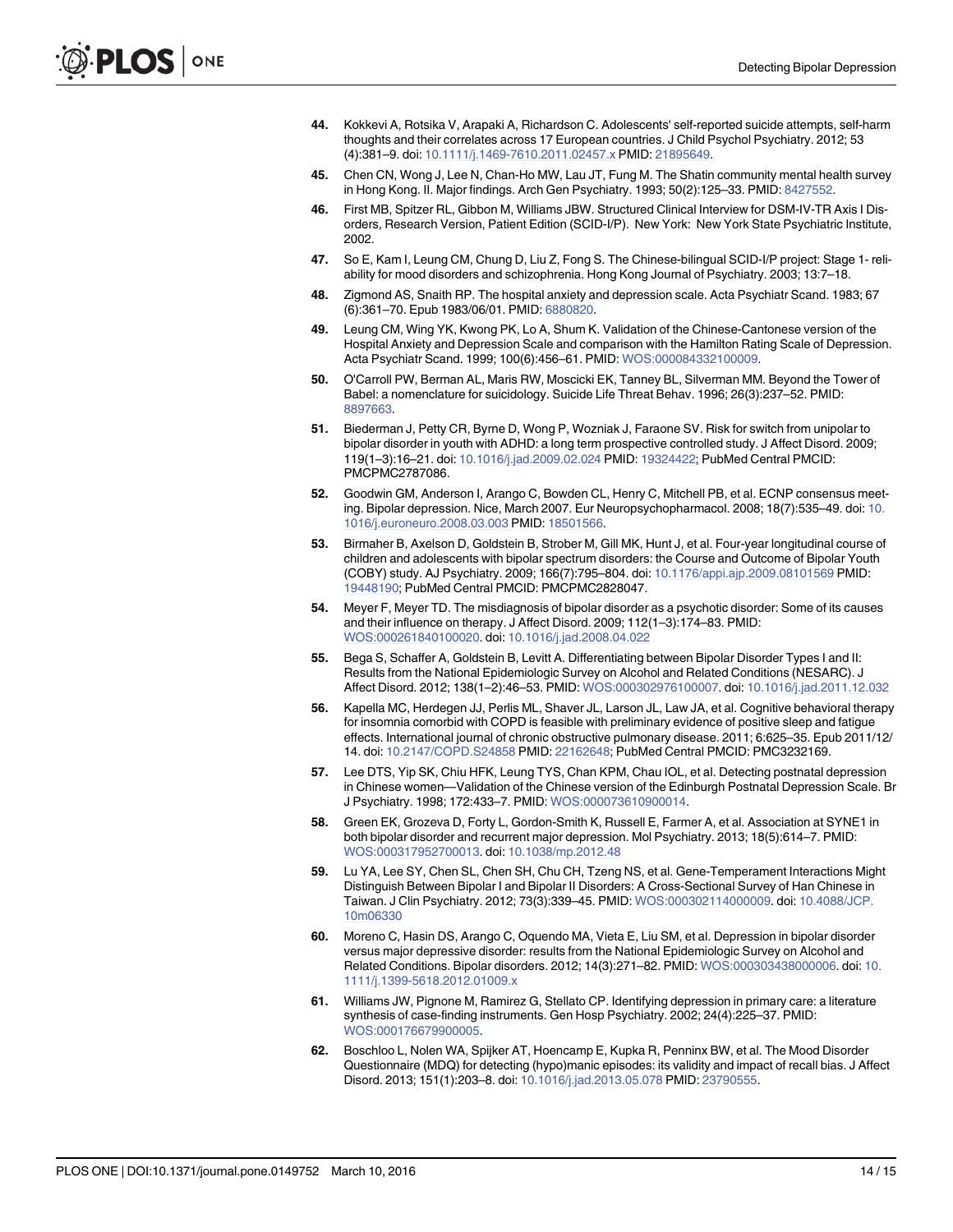44. Kokkevi A, Rotsika V, Arapaki A, Richardson C. Adolescents' self-reported suicide attempts, self-harm thoughts and their correlates across 17 European countries. J Child Psychol Psychiatry. 2012; 53 (4):381–9. doi: 10.1111/j.1469-7610.2011.02457.x PMID: 21895649.

45. Chen CN, Wong J, Lee N, Chan-Ho MW, Lau JT, Fung M. The Shatin community mental health survey in Hong Kong. II. Major findings. Arch Gen Psychiatry. 1993; 50(2):125–33. PMID: 8427552.

46. First MB, Spitzer RL, Gibbon M, Williams JBW. Structured Clinical Interview for DSM-IV-TR Axis I Disorders, Research Version, Patient Edition (SCID-I/P). New York: New York State Psychiatric Institute, 2002.

47. So E, Kam I, Leung CM, Chung D, Liu Z, Fong S. The Chinese-bilingual SCID-I/P project: Stage 1- reliability for mood disorders and schizophrenia. Hong Kong Journal of Psychiatry. 2003; 13:7–18.

48. Zigmond AS, Snaith RP. The hospital anxiety and depression scale. Acta Psychiatr Scand. 1983; 67 (6):361–70. Epub 1983/06/01. PMID: 6880820.

49. Leung CM, Wing YK, Kwong PK, Lo A, Shum K. Validation of the Chinese-Cantonese version of the Hospital Anxiety and Depression Scale and comparison with the Hamilton Rating Scale of Depression. Acta Psychiatr Scand. 1999; 100(6):456–61. PMID: WOS:000084332100009.

50. O'Carroll PW, Berman AL, Maris RW, Moscicki EK, Tanney BL, Silverman MM. Beyond the Tower of Babel: a nomenclature for suicidology. Suicide Life Threat Behav. 1996; 26(3):237–52. PMID: 8897663.

51. Biederman J, Petty CR, Byrne D, Wong P, Wozniak J, Faraone SV. Risk for switch from unipolar to bipolar disorder in youth with ADHD: a long term prospective controlled study. J Affect Disord. 2009; 119(1–3):16–21. doi: 10.1016/j.jad.2009.02.024 PMID: 19324422; PubMed Central PMCID: PMCPMC2787086.

52. Goodwin GM, Anderson I, Arango C, Bowden CL, Henry C, Mitchell PB, et al. ECNP consensus meeting. Bipolar depression. Nice, March 2007. Eur Neuropsychopharmacol. 2008; 18(7):535–49. doi: 10.1016/j.euroneuro.2008.03.003 PMID: 18501566.

53. Birmaher B, Axelson D, Goldstein B, Strober M, Gill MK, Hunt J, et al. Four-year longitudinal course of children and adolescents with bipolar spectrum disorders: the Course and Outcome of Bipolar Youth (COBY) study. AJ Psychiatry. 2009; 166(7):795–804. doi: 10.1176/appi.ajp.2009.08101569 PMID: 19448190; PubMed Central PMCID: PMCPMC2828047.

54. Meyer F, Meyer TD. The misdiagnosis of bipolar disorder as a psychotic disorder: Some of its causes and their influence on therapy. J Affect Disord. 2009; 112(1–3):174–83. PMID: WOS:000261840100020. doi: 10.1016/j.jad.2008.04.022

55. Bega S, Schaffer A, Goldstein B, Levitt A. Differentiating between Bipolar Disorder Types I and II: Results from the National Epidemiologic Survey on Alcohol and Related Conditions (NESARC). J Affect Disord. 2012; 138(1–2):46–53. PMID: WOS:000302976100007. doi: 10.1016/j.jad.2011.12.032

56. Kapella MC, Herdegen JJ, Perlis ML, Shaver JL, Larson JL, Law JA, et al. Cognitive behavioral therapy for insomnia comorbid with COPD is feasible with preliminary evidence of positive sleep and fatigue effects. International journal of chronic obstructive pulmonary disease. 2011; 6:625–35. Epub 2011/12/14. doi: 10.2147/COPD.S24858 PMID: 22162648; PubMed Central PMCID: PMC3232169.

57. Lee DTS, Yip SK, Chiu HFK, Leung TYS, Chan KPM, Chau IOL, et al. Detecting postnatal depression in Chinese women—Validation of the Chinese version of the Edinburgh Postnatal Depression Scale. Br J Psychiatry. 1998; 172:433–7. PMID: WOS:000073610900014.

58. Green EK, Grozeva D, Forty L, Gordon-Smith K, Russell E, Farmer A, et al. Association at SYNE1 in both bipolar disorder and recurrent major depression. Mol Psychiatry. 2013; 18(5):614–7. PMID: WOS:000317952700013. doi: 10.1038/mp.2012.48

59. Lu YA, Lee SY, Chen SL, Chen SH, Chu CH, Tzeng NS, et al. Gene-Temperament Interactions Might Distinguish Between Bipolar I and Bipolar II Disorders: A Cross-Sectional Survey of Han Chinese in Taiwan. J Clin Psychiatry. 2012; 73(3):339–45. PMID: WOS:000302114000009. doi: 10.4088/JCP.10m06330

60. Moreno C, Hasin DS, Arango C, Oquendo MA, Vieta E, Liu SM, et al. Depression in bipolar disorder versus major depressive disorder: results from the National Epidemiologic Survey on Alcohol and Related Conditions. Bipolar disorders. 2012; 14(3):271–82. PMID: WOS:000303438000006. doi: 10.1111/j.1399-5618.2012.01009.x

61. Williams JW, Pignone M, Ramirez G, Stellato CP. Identifying depression in primary care: a literature synthesis of case-finding instruments. Gen Hosp Psychiatry. 2002; 24(4):225–37. PMID: WOS:000176679900005.

62. Boschloo L, Nolen WA, Spijker AT, Hoencamp E, Kupka R, Penninx BW, et al. The Mood Disorder Questionnaire (MDQ) for detecting (hypo)manic episodes: its validity and impact of recall bias. J Affect Disord. 2013; 151(1):203–8. doi: 10.1016/j.jad.2013.05.078 PMID: 23790555.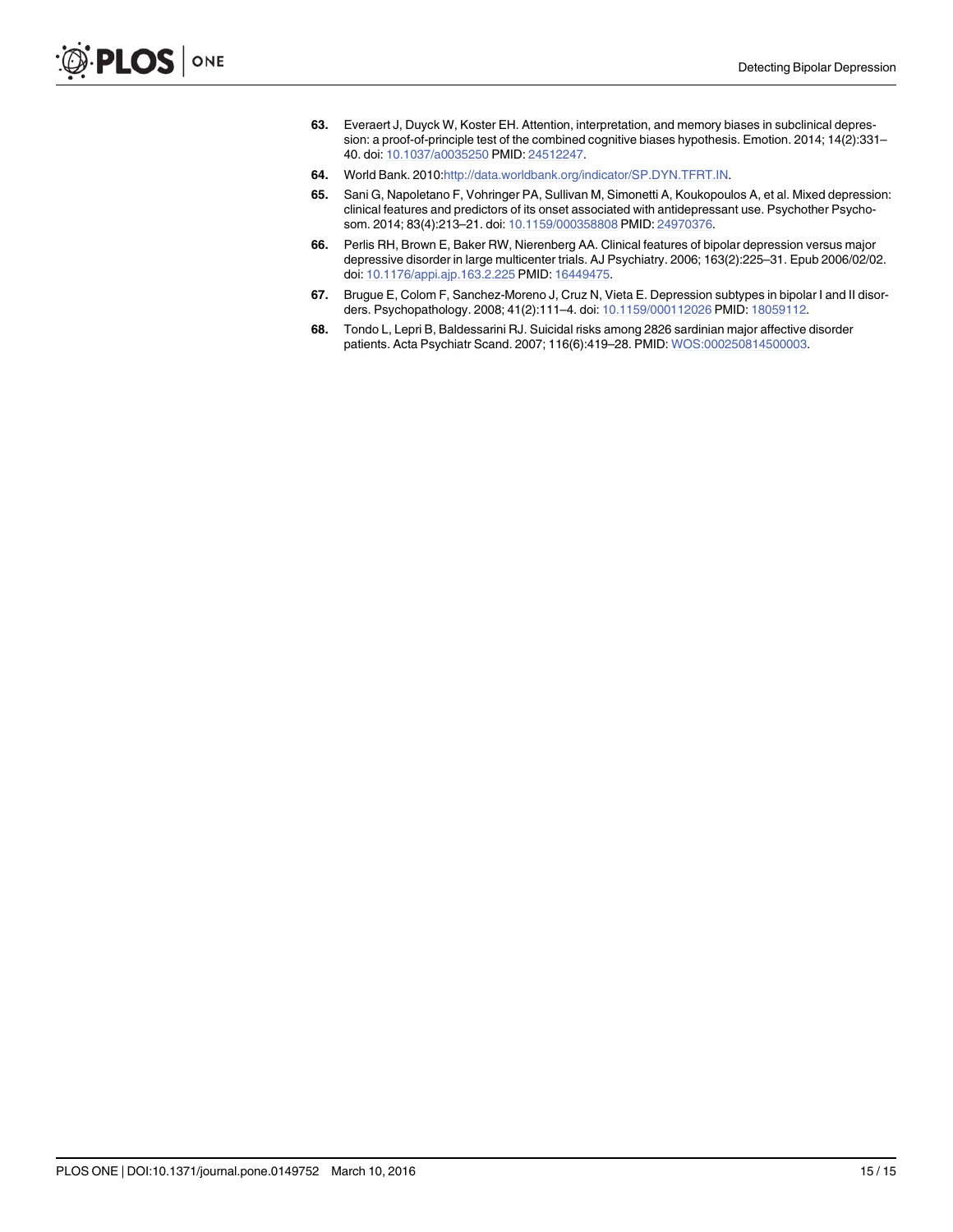63. Everaert J, Duyck W, Koster EH. Attention, interpretation, and memory biases in subclinical depression: a proof-of-principle test of the combined cognitive biases hypothesis. Emotion. 2014; 14(2):331–40. doi: 10.1037/a0035250 PMID: 24512247.

64. World Bank. 2010:http://data.worldbank.org/indicator/SP.DYN.TFRT.IN.

65. Sani G, Napoletano F, Vohringer PA, Sullivan M, Simonetti A, Koukopoulos A, et al. Mixed depression: clinical features and predictors of its onset associated with antidepressant use. Psychother Psychosom. 2014; 83(4):213–21. doi: 10.1159/000358808 PMID: 24970376.

66. Perlis RH, Brown E, Baker RW, Nierenberg AA. Clinical features of bipolar depression versus major depressive disorder in large multicenter trials. AJ Psychiatry. 2006; 163(2):225–31. Epub 2006/02/02. doi: 10.1176/appi.ajp.163.2.225 PMID: 16449475.

67. Brugue E, Colom F, Sanchez-Moreno J, Cruz N, Vieta E. Depression subtypes in bipolar I and II disorders. Psychopathology. 2008; 41(2):111–4. doi: 10.1159/000112026 PMID: 18059112.

68. Tondo L, Lepri B, Baldessarini RJ. Suicidal risks among 2826 sardinian major affective disorder patients. Acta Psychiatr Scand. 2007; 116(6):419–28. PMID: WOS:000250814500003.